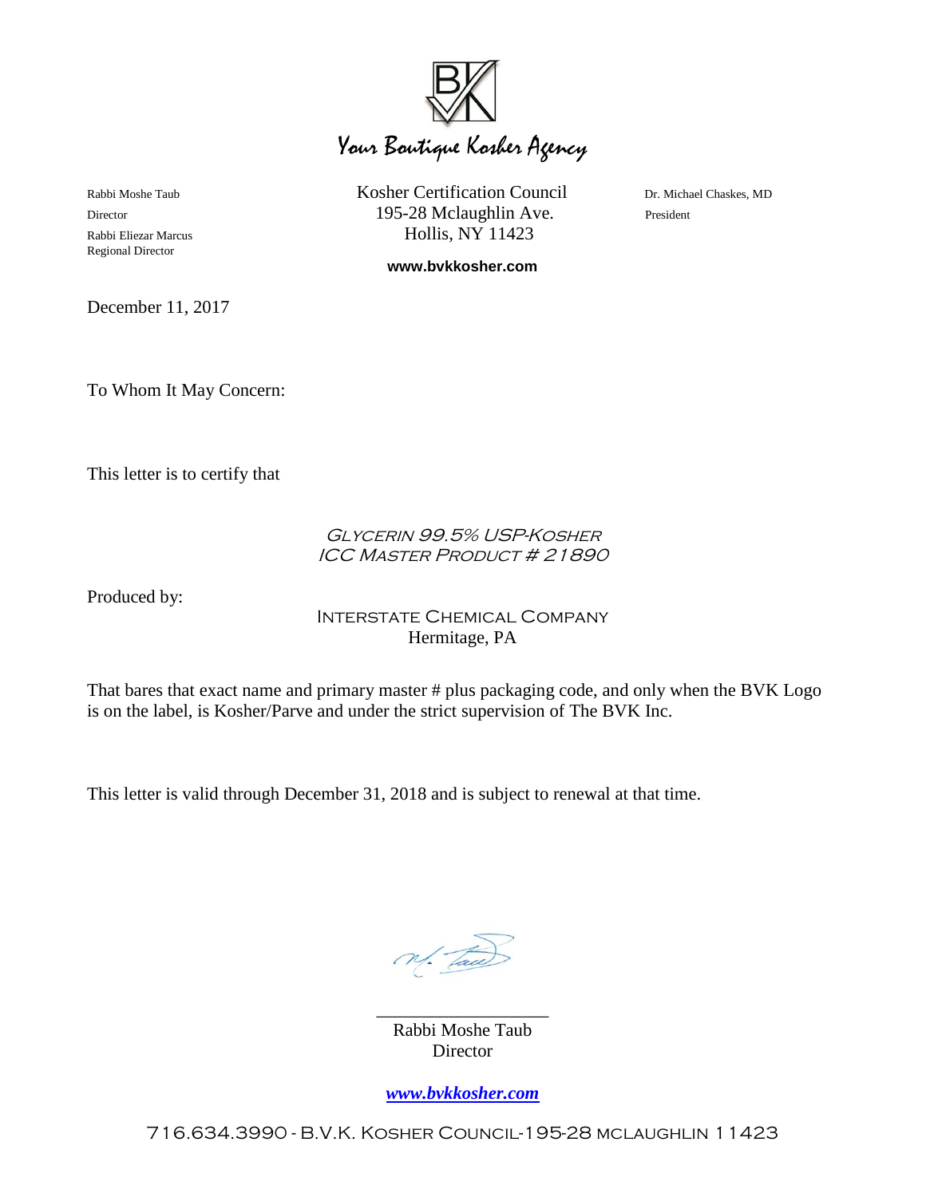Your Boutique Kosher Agency

Rabbi Moshe Taub
Director
Rabbi Eliezar Marcus
Regional Director

Kosher Certification Council
195-28 Mclaughlin Ave.
Hollis, NY 11423

**www.bvkkosher.com**

Dr. Michael Chaskes, MD
President

December 11, 2017

To Whom It May Concern:

This letter is to certify that

*GLYCERIN 99.5% USP-KOSHER*
*ICC MASTER PRODUCT # 21890*

Produced by:

INTERSTATE CHEMICAL COMPANY
Hermitage, PA

That bares that exact name and primary master # plus packaging code, and only when the BVK Logo is on the label, is Kosher/Parve and under the strict supervision of The BVK Inc.

This letter is valid through December 31, 2018 and is subject to renewal at that time.

Rabbi Moshe Taub
Director

***www.bvkkosher.com***

716.634.3990 - B.V.K. KOSHER COUNCIL-195-28 MCLAUGHLIN 11423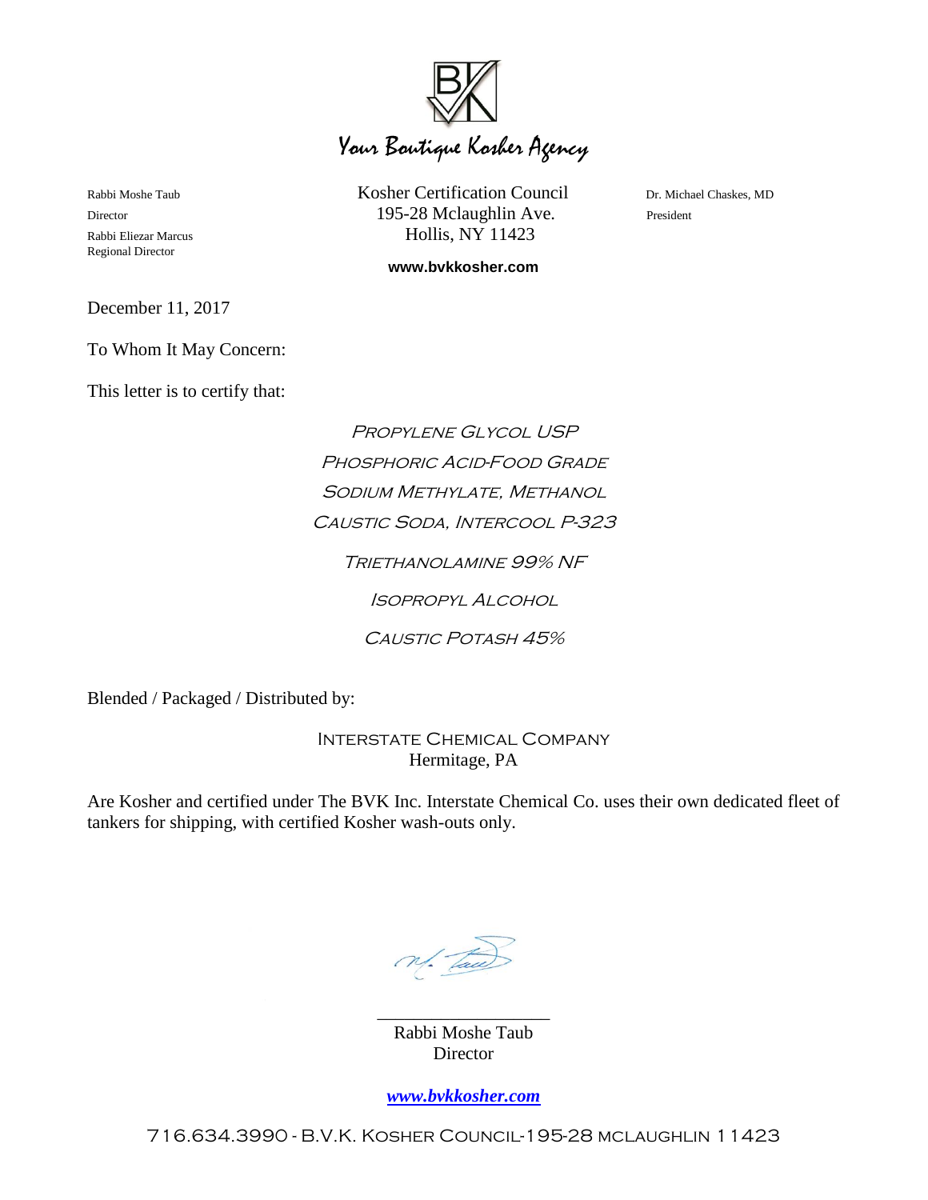Your Boutique Kosher Agency

Rabbi Moshe Taub
Director
Rabbi Eliezar Marcus
Regional Director

Kosher Certification Council
195-28 Mclaughlin Ave.
Hollis, NY 11423

**www.bvkkosher.com**

Dr. Michael Chaskes, MD
President

December 11, 2017

To Whom It May Concern:

This letter is to certify that:

*Propylene Glycol USP*
*Phosphoric Acid-Food Grade*
*Sodium Methylate, Methanol*
*Caustic Soda, Intercool P-323*
*Triethanolamine 99% NF*
*Isopropyl Alcohol*
*Caustic Potash 45%*

Blended / Packaged / Distributed by:

Interstate Chemical Company
Hermitage, PA

Are Kosher and certified under The BVK Inc. Interstate Chemical Co. uses their own dedicated fleet of tankers for shipping, with certified Kosher wash-outs only.

Rabbi Moshe Taub
Director

***www.bvkkosher.com***

716.634.3990 - B.V.K. Kosher Council-195-28 mclaughlin 11423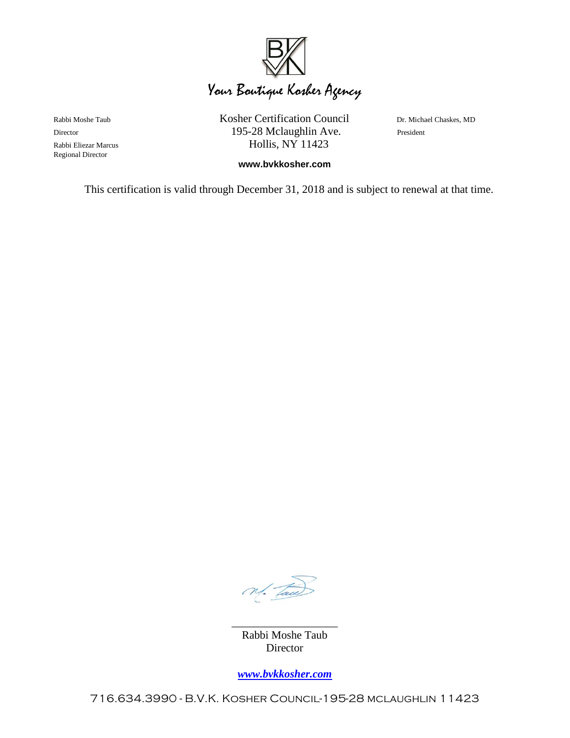Your Boutique Kosher Agency

Rabbi Moshe Taub
Director
Rabbi Eliezar Marcus
Regional Director

Kosher Certification Council
195-28 Mclaughlin Ave.
Hollis, NY 11423

**www.bvkkosher.com**

Dr. Michael Chaskes, MD
President

This certification is valid through December 31, 2018 and is subject to renewal at that time.

\_\_\_\_\_\_\_\_\_\_\_\_\_\_\_\_\_\_\_\_

Rabbi Moshe Taub
Director

***www.bvkkosher.com***

716.634.3990 - B.V.K. Kosher Council-195-28 mclaughlin 11423